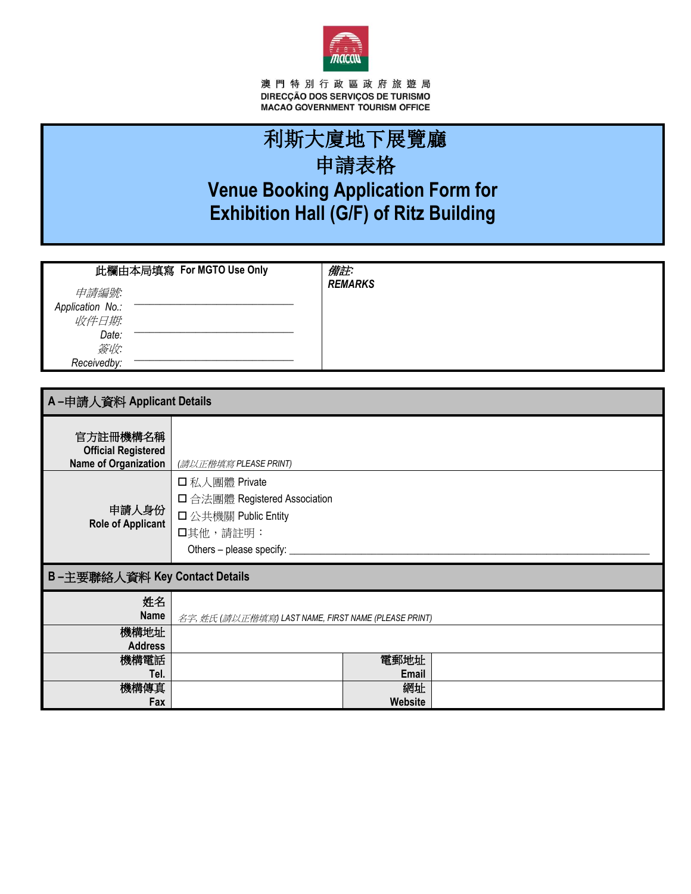澳門特別行政區政府旅遊局
DIRECÇÃO DOS SERVIÇOS DE TURISMO
MACAO GOVERNMENT TOURISM OFFICE

# 利斯大廈地下展覽廳
# 申請表格
# Venue Booking Application Form for Exhibition Hall (G/F) of Ritz Building

| 此欄由本局填寫 For MGTO Use Only | | *備註:* ***REMARKS*** |
|---|---|---|
| *申請編號:* *Application No.:* | ______________________ | |
| *收件日期:* *Date:* | ______________________ | |
| *簽收:* *Receivedby:* | ______________________ | |

## A –申請人資料 Applicant Details

| | |
|---|---|
| **官方註冊機構名稱 Official Registered Name of Organization** | *(請以正楷填寫 PLEASE PRINT)* |
| **申請人身份 Role of Applicant** | ☐ 私人團體 Private<br>☐ 合法團體 Registered Association<br>☐ 公共機關 Public Entity<br>☐其他，請註明：<br>Others – please specify: ______________________ |

## B –主要聯絡人資料 Key Contact Details

| | | | |
|---|---|---|---|
| **姓名 Name** | *名字, 姓氏 (請以正楷填寫) LAST NAME, FIRST NAME (PLEASE PRINT)* | | |
| **機構地址 Address** | | | |
| **機構電話 Tel.** | | **電郵地址 Email** | |
| **機構傳真 Fax** | | **網址 Website** | |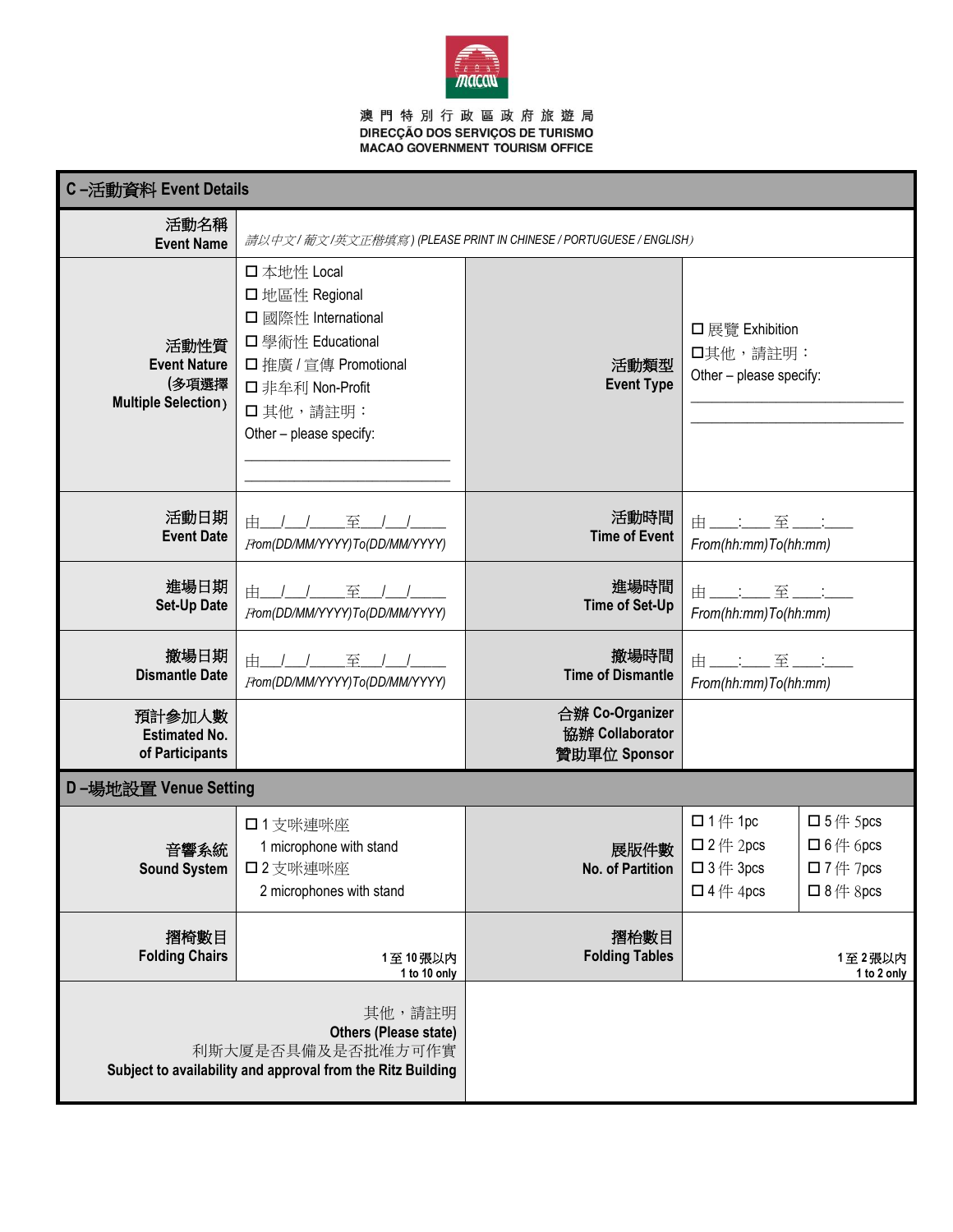澳門特別行政區政府旅遊局
DIRECÇÃO DOS SERVIÇOS DE TURISMO
MACAO GOVERNMENT TOURISM OFFICE

| C –活動資料 Event Details | | | |
|---|---|---|---|
| 活動名稱 Event Name | *請以中文/葡文/英文正楷填寫) (PLEASE PRINT IN CHINESE / PORTUGUESE / ENGLISH)* | | |
| 活動性質 Event Nature (多項選擇 Multiple Selection) | ☐ 本地性 Local<br>☐ 地區性 Regional<br>☐ 國際性 International<br>☐ 學術性 Educational<br>☐ 推廣 / 宣傳 Promotional<br>☐ 非牟利 Non-Profit<br>☐ 其他，請註明：<br>Other – please specify:<br>\_\_\_\_\_\_\_\_\_\_\_\_\_\_\_\_\_\_\_\_\_\_\_\_\_\_\_\_<br>\_\_\_\_\_\_\_\_\_\_\_\_\_\_\_\_\_\_\_\_\_\_\_\_\_\_\_\_ | 活動類型 Event Type | ☐ 展覽 Exhibition<br>☐其他，請註明：<br>Other – please specify:<br>\_\_\_\_\_\_\_\_\_\_\_\_\_\_\_\_\_\_\_\_\_\_\_\_\_\_\_\_<br>\_\_\_\_\_\_\_\_\_\_\_\_\_\_\_\_\_\_\_\_\_\_\_\_\_\_\_\_ |
| 活動日期 Event Date | 由\_\_/\_\_/\_\_\_\_至\_\_/\_\_/\_\_\_\_<br>*From(DD/MM/YYYY)To(DD/MM/YYYY)* | 活動時間 Time of Event | 由 \_\_\_:\_\_\_ 至 \_\_\_:\_\_\_<br>*From(hh:mm)To(hh:mm)* |
| 進場日期 Set-Up Date | 由\_\_/\_\_/\_\_\_\_至\_\_/\_\_/\_\_\_\_<br>*From(DD/MM/YYYY)To(DD/MM/YYYY)* | 進場時間 Time of Set-Up | 由 \_\_\_:\_\_\_ 至 \_\_\_:\_\_\_<br>*From(hh:mm)To(hh:mm)* |
| 撤場日期 Dismantle Date | 由\_\_/\_\_/\_\_\_\_至\_\_/\_\_/\_\_\_\_<br>*From(DD/MM/YYYY)To(DD/MM/YYYY)* | 撤場時間 Time of Dismantle | 由 \_\_\_:\_\_\_ 至 \_\_\_:\_\_\_<br>*From(hh:mm)To(hh:mm)* |
| 預計參加人數 Estimated No. of Participants | | 合辦 Co-Organizer<br>協辦 Collaborator<br>贊助單位 Sponsor | |

| D –場地設置 Venue Setting | | | | |
|---|---|---|---|---|
| 音響系統 Sound System | ☐ 1 支咪連咪座<br>1 microphone with stand<br>☐ 2 支咪連咪座<br>2 microphones with stand | 展版件數 No. of Partition | ☐ 1 件 1pc<br>☐ 2 件 2pcs<br>☐ 3 件 3pcs<br>☐ 4 件 4pcs | ☐ 5 件 5pcs<br>☐ 6 件 6pcs<br>☐ 7 件 7pcs<br>☐ 8 件 8pcs |
| 摺椅數目 Folding Chairs | **1 至 10 張以內<br>1 to 10 only** | 摺枱數目 Folding Tables | **1 至 2 張以內<br>1 to 2 only** | |
| 其他，請註明<br>**Others (Please state)**<br>利斯大厦是否具備及是否批准方可作實<br>**Subject to availability and approval from the Ritz Building** | | | | |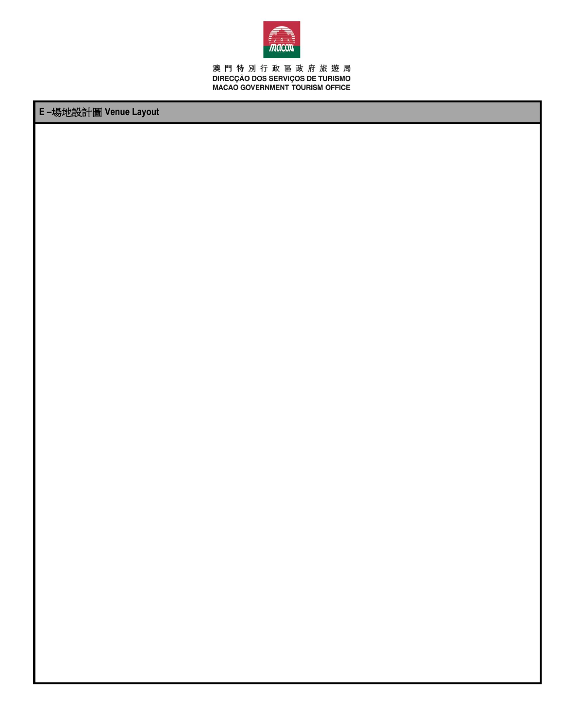澳 門 特 別 行 政 區 政 府 旅 遊 局
DIRECÇÃO DOS SERVIÇOS DE TURISMO
MACAO GOVERNMENT TOURISM OFFICE

## E –場地設計圖 Venue Layout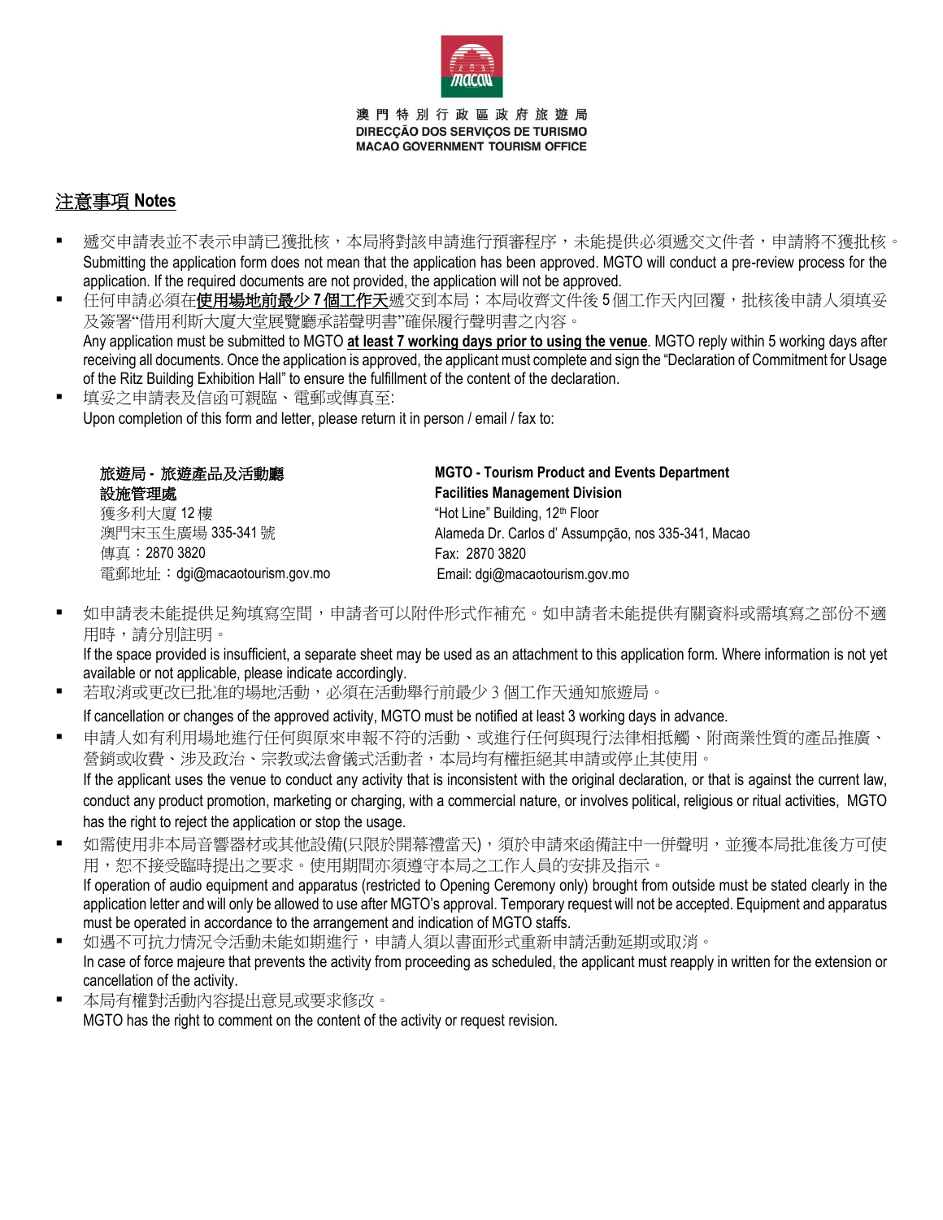澳門特別行政區政府旅遊局
DIRECÇÃO DOS SERVIÇOS DE TURISMO
MACAO GOVERNMENT TOURISM OFFICE

## 注意事項 Notes

- 遞交申請表並不表示申請已獲批核，本局將對該申請進行預審程序，未能提供必須遞交文件者，申請將不獲批核。
  Submitting the application form does not mean that the application has been approved. MGTO will conduct a pre-review process for the application. If the required documents are not provided, the application will not be approved.
- 任何申請必須在**使用場地前最少 7 個工作天**遞交到本局；本局收齊文件後 5 個工作天內回覆，批核後申請人須填妥及簽署"借用利斯大廈大堂展覽廳承諾聲明書"確保履行聲明書之內容。
  Any application must be submitted to MGTO **at least 7 working days prior to using the venue**. MGTO reply within 5 working days after receiving all documents. Once the application is approved, the applicant must complete and sign the "Declaration of Commitment for Usage of the Ritz Building Exhibition Hall" to ensure the fulfillment of the content of the declaration.
- 填妥之申請表及信函可親臨、電郵或傳真至:
  Upon completion of this form and letter, please return it in person / email / fax to:

**旅遊局 - 旅遊產品及活動廳**
**設施管理處**
獲多利大廈 12 樓
澳門宋玉生廣場 335-341 號
傳真：2870 3820
電郵地址：dgi@macaotourism.gov.mo

**MGTO - Tourism Product and Events Department**
**Facilities Management Division**
"Hot Line" Building, 12th Floor
Alameda Dr. Carlos d' Assumpção, nos 335-341, Macao
Fax: 2870 3820
Email: dgi@macaotourism.gov.mo

- 如申請表未能提供足夠填寫空間，申請者可以附件形式作補充。如申請者未能提供有關資料或需填寫之部份不適用時，請分別註明。
  If the space provided is insufficient, a separate sheet may be used as an attachment to this application form. Where information is not yet available or not applicable, please indicate accordingly.
- 若取消或更改已批准的場地活動，必須在活動舉行前最少 3 個工作天通知旅遊局。
  If cancellation or changes of the approved activity, MGTO must be notified at least 3 working days in advance.
- 申請人如有利用場地進行任何與原來申報不符的活動、或進行任何與現行法律相抵觸、附商業性質的產品推廣、營銷或收費、涉及政治、宗教或法會儀式活動者，本局均有權拒絕其申請或停止其使用。
  If the applicant uses the venue to conduct any activity that is inconsistent with the original declaration, or that is against the current law, conduct any product promotion, marketing or charging, with a commercial nature, or involves political, religious or ritual activities, MGTO has the right to reject the application or stop the usage.
- 如需使用非本局音響器材或其他設備(只限於開幕禮當天)，須於申請來函備註中一併聲明，並獲本局批准後方可使用，恕不接受臨時提出之要求。使用期間亦須遵守本局之工作人員的安排及指示。
  If operation of audio equipment and apparatus (restricted to Opening Ceremony only) brought from outside must be stated clearly in the application letter and will only be allowed to use after MGTO's approval. Temporary request will not be accepted. Equipment and apparatus must be operated in accordance to the arrangement and indication of MGTO staffs.
- 如遇不可抗力情況令活動未能如期進行，申請人須以書面形式重新申請活動延期或取消。
  In case of force majeure that prevents the activity from proceeding as scheduled, the applicant must reapply in written for the extension or cancellation of the activity.
- 本局有權對活動內容提出意見或要求修改。
  MGTO has the right to comment on the content of the activity or request revision.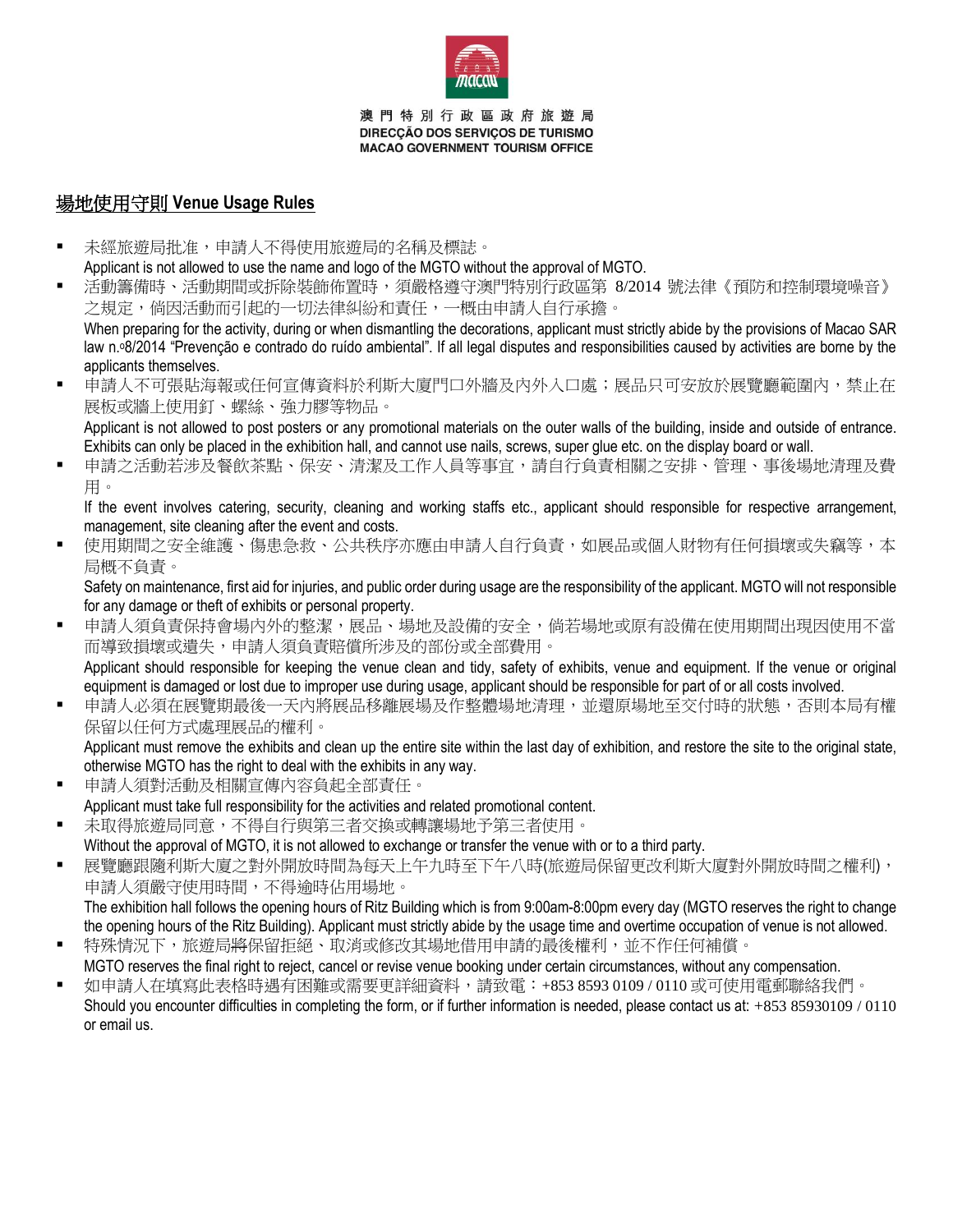澳門特別行政區政府旅遊局
DIRECÇÃO DOS SERVIÇOS DE TURISMO
MACAO GOVERNMENT TOURISM OFFICE

## 場地使用守則 Venue Usage Rules

- 未經旅遊局批准，申請人不得使用旅遊局的名稱及標誌。
  Applicant is not allowed to use the name and logo of the MGTO without the approval of MGTO.
- 活動籌備時、活動期間或拆除裝飾佈置時，須嚴格遵守澳門特別行政區第 8/2014 號法律《預防和控制環境噪音》之規定，倘因活動而引起的一切法律糾紛和責任，一概由申請人自行承擔。
  When preparing for the activity, during or when dismantling the decorations, applicant must strictly abide by the provisions of Macao SAR law n.º8/2014 "Prevenção e contrado do ruído ambiental". If all legal disputes and responsibilities caused by activities are borne by the applicants themselves.
- 申請人不可張貼海報或任何宣傳資料於利斯大廈門口外牆及內外入口處；展品只可安放於展覽廳範圍內，禁止在展板或牆上使用釘、螺絲、強力膠等物品。
  Applicant is not allowed to post posters or any promotional materials on the outer walls of the building, inside and outside of entrance. Exhibits can only be placed in the exhibition hall, and cannot use nails, screws, super glue etc. on the display board or wall.
- 申請之活動若涉及餐飲茶點、保安、清潔及工作人員等事宜，請自行負責相關之安排、管理、事後場地清理及費用。
  If the event involves catering, security, cleaning and working staffs etc., applicant should responsible for respective arrangement, management, site cleaning after the event and costs.
- 使用期間之安全維護、傷患急救、公共秩序亦應由申請人自行負責，如展品或個人財物有任何損壞或失竊等，本局概不負責。
  Safety on maintenance, first aid for injuries, and public order during usage are the responsibility of the applicant. MGTO will not responsible for any damage or theft of exhibits or personal property.
- 申請人須負責保持會場內外的整潔，展品、場地及設備的安全，倘若場地或原有設備在使用期間出現因使用不當而導致損壞或遺失，申請人須負責賠償所涉及的部份或全部費用。
  Applicant should responsible for keeping the venue clean and tidy, safety of exhibits, venue and equipment. If the venue or original equipment is damaged or lost due to improper use during usage, applicant should be responsible for part of or all costs involved.
- 申請人必須在展覽期最後一天內將展品移離展場及作整體場地清理，並還原場地至交付時的狀態，否則本局有權保留以任何方式處理展品的權利。
  Applicant must remove the exhibits and clean up the entire site within the last day of exhibition, and restore the site to the original state, otherwise MGTO has the right to deal with the exhibits in any way.
- 申請人須對活動及相關宣傳內容負起全部責任。
  Applicant must take full responsibility for the activities and related promotional content.
- 未取得旅遊局同意，不得自行與第三者交換或轉讓場地予第三者使用。
  Without the approval of MGTO, it is not allowed to exchange or transfer the venue with or to a third party.
- 展覽廳跟隨利斯大廈之對外開放時間為每天上午九時至下午八時(旅遊局保留更改利斯大廈對外開放時間之權利)，申請人須嚴守使用時間，不得逾時佔用場地。
  The exhibition hall follows the opening hours of Ritz Building which is from 9:00am-8:00pm every day (MGTO reserves the right to change the opening hours of the Ritz Building). Applicant must strictly abide by the usage time and overtime occupation of venue is not allowed.
- 特殊情況下，旅遊局將保留拒絕、取消或修改其場地借用申請的最後權利，並不作任何補償。
  MGTO reserves the final right to reject, cancel or revise venue booking under certain circumstances, without any compensation.
- 如申請人在填寫此表格時遇有困難或需要更詳細資料，請致電：+853 8593 0109 / 0110 或可使用電郵聯絡我們。
  Should you encounter difficulties in completing the form, or if further information is needed, please contact us at: +853 85930109 / 0110 or email us.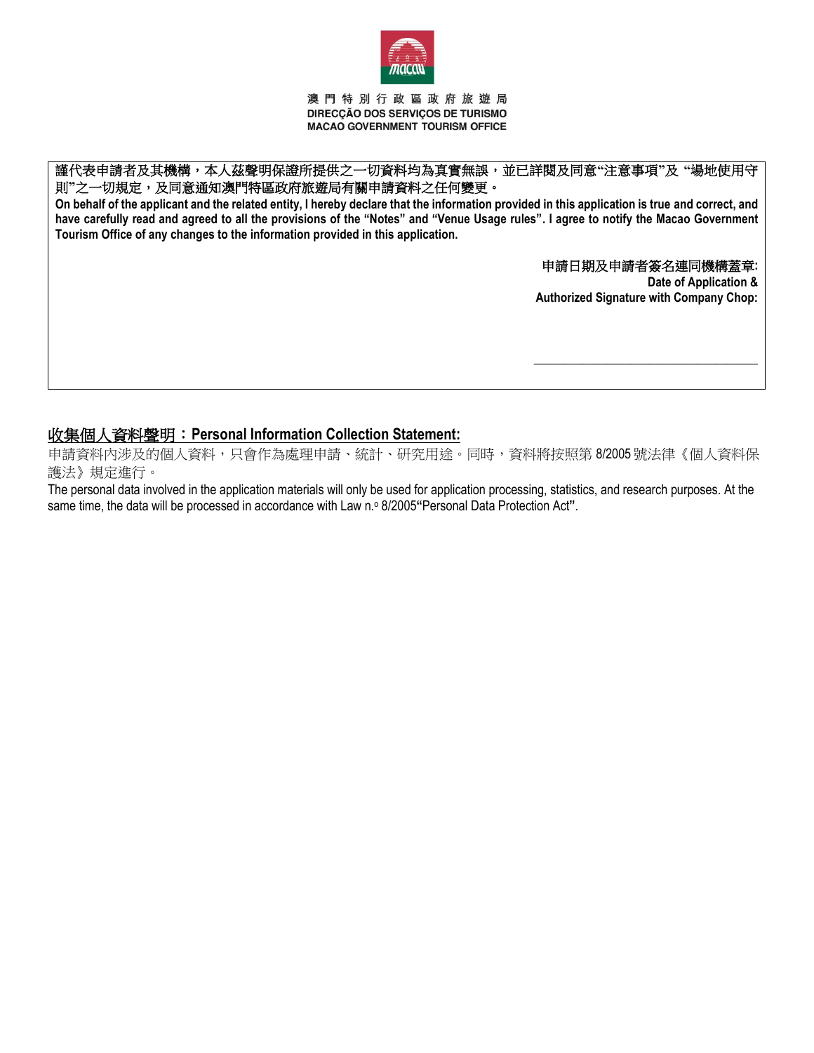澳門特別行政區政府旅遊局
DIRECÇÃO DOS SERVIÇOS DE TURISMO
MACAO GOVERNMENT TOURISM OFFICE

**謹代表申請者及其機構，本人茲聲明保證所提供之一切資料均為真實無誤，並已詳閱及同意"注意事項"及 "場地使用守則"之一切規定，及同意通知澳門特區政府旅遊局有關申請資料之任何變更。**

**On behalf of the applicant and the related entity, I hereby declare that the information provided in this application is true and correct, and have carefully read and agreed to all the provisions of the "Notes" and "Venue Usage rules". I agree to notify the Macao Government Tourism Office of any changes to the information provided in this application.**

申請日期及申請者簽名連同機構蓋章:
**Date of Application &**
**Authorized Signature with Company Chop:**

\_\_\_\_\_\_\_\_\_\_\_\_\_\_\_\_\_\_\_\_\_\_\_\_\_\_\_\_\_\_\_\_\_\_\_\_

## 收集個人資料聲明：Personal Information Collection Statement:

申請資料內涉及的個人資料，只會作為處理申請、統計、研究用途。同時，資料將按照第 8/2005 號法律《個人資料保護法》規定進行。

The personal data involved in the application materials will only be used for application processing, statistics, and research purposes. At the same time, the data will be processed in accordance with Law n.º 8/2005"Personal Data Protection Act".